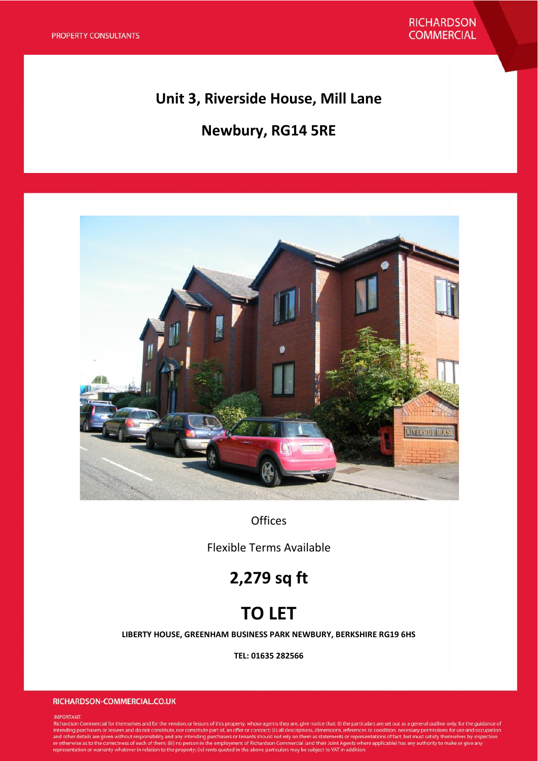PROPERTY CONSULTANTS

RICHARDSON COMMERCIAL

# Unit 3, Riverside House, Mill Lane

# Newbury, RG14 5RE

Offices

Flexible Terms Available

## 2,279 sq ft

# TO LET

**LIBERTY HOUSE, GREENHAM BUSINESS PARK NEWBURY, BERKSHIRE RG19 6HS**

**TEL: 01635 282566**

**RICHARDSON-COMMERCIAL.CO.UK**

IMPORTANT:
Richardson Commercial for themselves and for the vendors or lessors of this property, whose agents they are, give notice that: (i) the particulars are set out as a general outline only, for the guidance of intending purchasers or lessees and do not constitute, nor constitute part of, an offer or contract; (ii) all descriptions, dimensions, references to condition, necessary permissions for use and occupation and other details are given without responsibility and any intending purchasers or tenants should not rely on them as statements or representations of fact, but must satisfy themselves by inspection or otherwise as to the correctness of each of them; (iii) no person in the employment of Richardson Commercial (and their Joint Agents where applicable) has any authority to make or give any representation or warranty whatever in relation to the property; (iv) rents quoted in the above particulars may be subject to VAT in addition.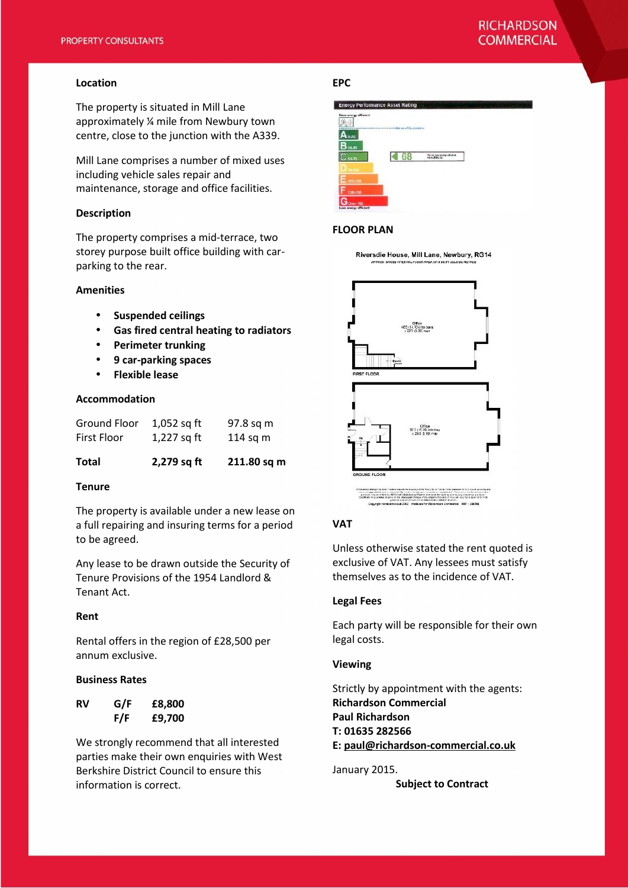## Location

The property is situated in Mill Lane approximately ¼ mile from Newbury town centre, close to the junction with the A339.

Mill Lane comprises a number of mixed uses including vehicle sales repair and maintenance, storage and office facilities.

## Description

The property comprises a mid-terrace, two storey purpose built office building with car-parking to the rear.

## Amenities

- **Suspended ceilings**
- **Gas fired central heating to radiators**
- **Perimeter trunking**
- **9 car-parking spaces**
- **Flexible lease**

## Accommodation

| | | |
|---|---|---|
| Ground Floor | 1,052 sq ft | 97.8 sq m |
| First Floor | 1,227 sq ft | 114 sq m |
| **Total** | **2,279 sq ft** | **211.80 sq m** |

## Tenure

The property is available under a new lease on a full repairing and insuring terms for a period to be agreed.

Any lease to be drawn outside the Security of Tenure Provisions of the 1954 Landlord & Tenant Act.

## Rent

Rental offers in the region of £28,500 per annum exclusive.

## Business Rates

| | | |
|---|---|---|
| **RV** | **G/F** | **£8,800** |
| | **F/F** | **£9,700** |

We strongly recommend that all interested parties make their own enquiries with West Berkshire District Council to ensure this information is correct.

## EPC

Energy Performance Asset Rating

68

## FLOOR PLAN

Riversdie House, Mill Lane, Newbury, RG14

FIRST FLOOR

GROUND FLOOR

## VAT

Unless otherwise stated the rent quoted is exclusive of VAT. Any lessees must satisfy themselves as to the incidence of VAT.

## Legal Fees

Each party will be responsible for their own legal costs.

## Viewing

Strictly by appointment with the agents:
**Richardson Commercial**
**Paul Richardson**
**T: 01635 282566**
**E: paul@richardson-commercial.co.uk**

January 2015.

**Subject to Contract**